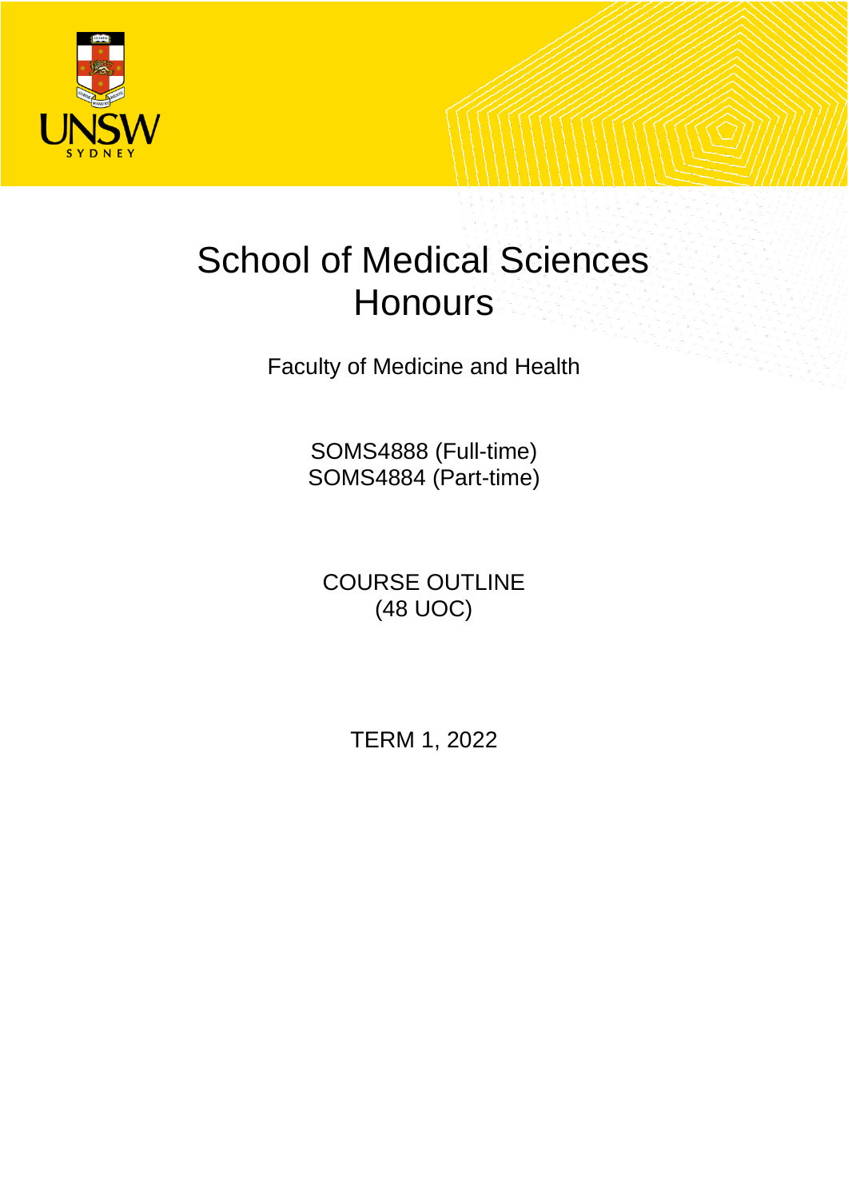# School of Medical Sciences Honours

Faculty of Medicine and Health

SOMS4888 (Full-time)
SOMS4884 (Part-time)

COURSE OUTLINE
(48 UOC)

TERM 1, 2022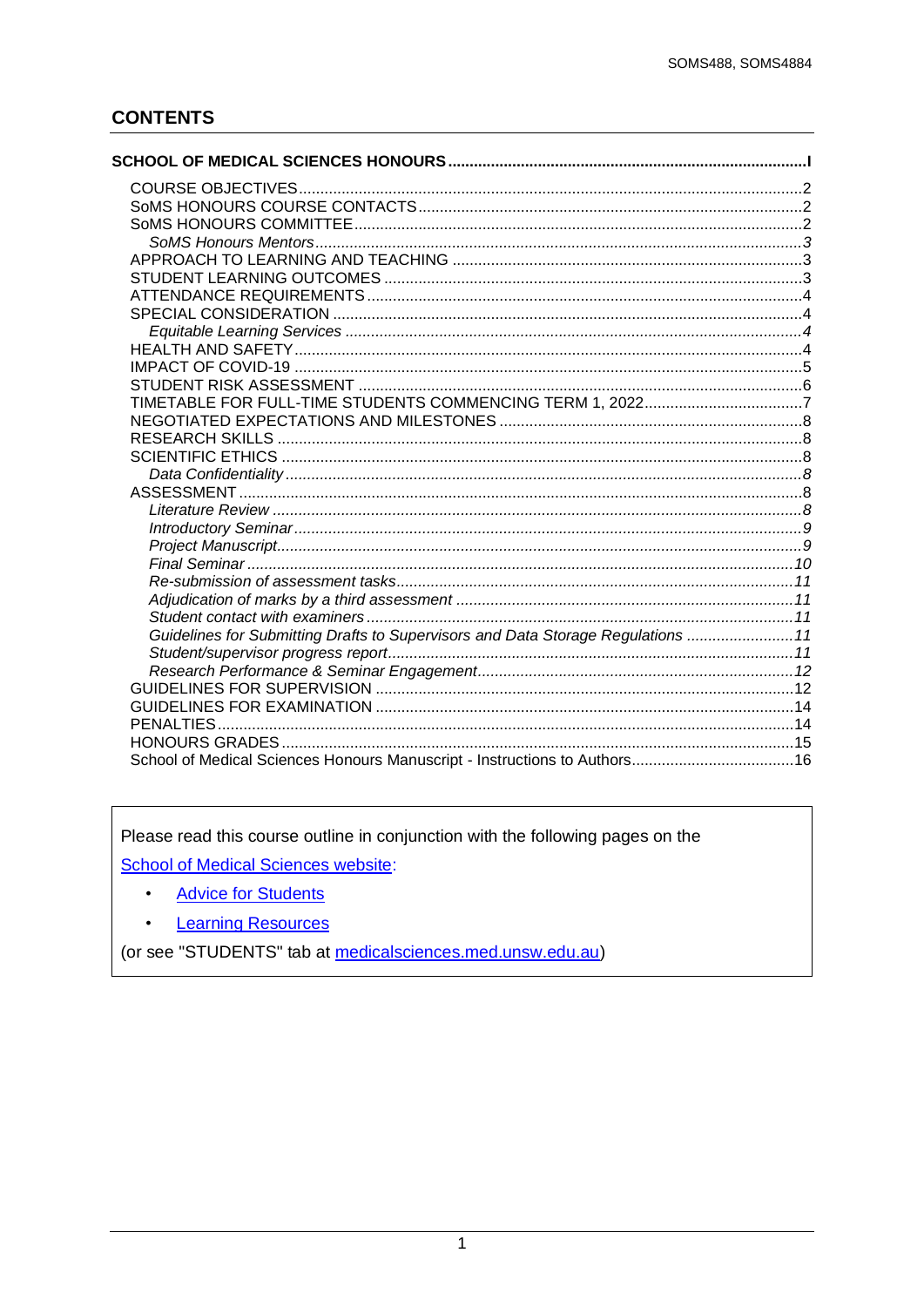## CONTENTS

**SCHOOL OF MEDICAL SCIENCES HONOURS ........ I**

- COURSE OBJECTIVES ........ 2
- SoMS HONOURS COURSE CONTACTS ........ 2
- SoMS HONOURS COMMITTEE ........ 2
  - *SoMS Honours Mentors ........ 3*
- APPROACH TO LEARNING AND TEACHING ........ 3
- STUDENT LEARNING OUTCOMES ........ 3
- ATTENDANCE REQUIREMENTS ........ 4
- SPECIAL CONSIDERATION ........ 4
  - *Equitable Learning Services ........ 4*
- HEALTH AND SAFETY ........ 4
- IMPACT OF COVID-19 ........ 5
- STUDENT RISK ASSESSMENT ........ 6
- TIMETABLE FOR FULL-TIME STUDENTS COMMENCING TERM 1, 2022 ........ 7
- NEGOTIATED EXPECTATIONS AND MILESTONES ........ 8
- RESEARCH SKILLS ........ 8
- SCIENTIFIC ETHICS ........ 8
  - *Data Confidentiality ........ 8*
- ASSESSMENT ........ 8
  - *Literature Review ........ 8*
  - *Introductory Seminar ........ 9*
  - *Project Manuscript ........ 9*
  - *Final Seminar ........ 10*
  - *Re-submission of assessment tasks ........ 11*
  - *Adjudication of marks by a third assessment ........ 11*
  - *Student contact with examiners ........ 11*
  - *Guidelines for Submitting Drafts to Supervisors and Data Storage Regulations ........ 11*
  - *Student/supervisor progress report ........ 11*
  - *Research Performance & Seminar Engagement ........ 12*
- GUIDELINES FOR SUPERVISION ........ 12
- GUIDELINES FOR EXAMINATION ........ 14
- PENALTIES ........ 14
- HONOURS GRADES ........ 15
- School of Medical Sciences Honours Manuscript - Instructions to Authors ........ 16

---

Please read this course outline in conjunction with the following pages on the [School of Medical Sciences website](medicalsciences.med.unsw.edu.au):

- Advice for Students
- Learning Resources

(or see "STUDENTS" tab at medicalsciences.med.unsw.edu.au)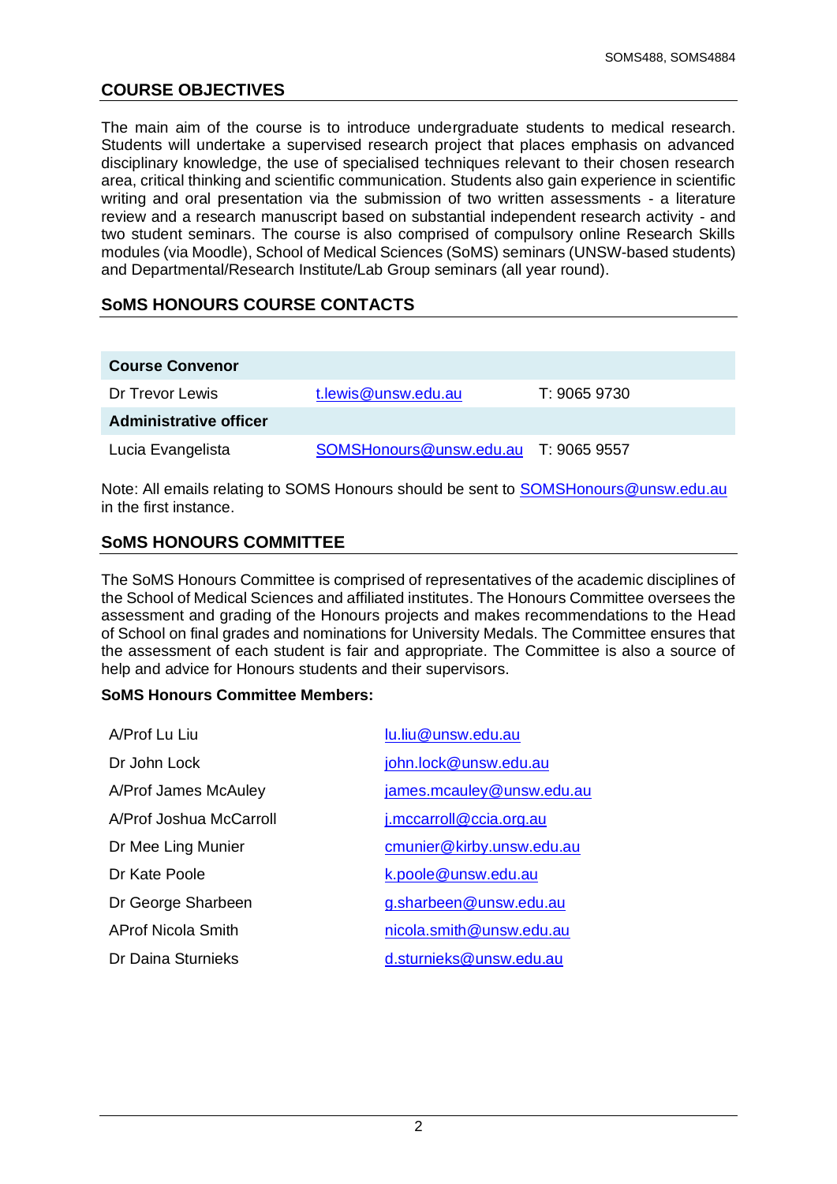## COURSE OBJECTIVES

The main aim of the course is to introduce undergraduate students to medical research. Students will undertake a supervised research project that places emphasis on advanced disciplinary knowledge, the use of specialised techniques relevant to their chosen research area, critical thinking and scientific communication. Students also gain experience in scientific writing and oral presentation via the submission of two written assessments - a literature review and a research manuscript based on substantial independent research activity - and two student seminars. The course is also comprised of compulsory online Research Skills modules (via Moodle), School of Medical Sciences (SoMS) seminars (UNSW-based students) and Departmental/Research Institute/Lab Group seminars (all year round).

## SoMS HONOURS COURSE CONTACTS

| **Course Convenor** | | |
|---|---|---|
| Dr Trevor Lewis | t.lewis@unsw.edu.au | T: 9065 9730 |
| **Administrative officer** | | |
| Lucia Evangelista | SOMSHonours@unsw.edu.au | T: 9065 9557 |

Note: All emails relating to SOMS Honours should be sent to SOMSHonours@unsw.edu.au in the first instance.

## SoMS HONOURS COMMITTEE

The SoMS Honours Committee is comprised of representatives of the academic disciplines of the School of Medical Sciences and affiliated institutes. The Honours Committee oversees the assessment and grading of the Honours projects and makes recommendations to the Head of School on final grades and nominations for University Medals. The Committee ensures that the assessment of each student is fair and appropriate. The Committee is also a source of help and advice for Honours students and their supervisors.

**SoMS Honours Committee Members:**

| | |
|---|---|
| A/Prof Lu Liu | lu.liu@unsw.edu.au |
| Dr John Lock | john.lock@unsw.edu.au |
| A/Prof James McAuley | james.mcauley@unsw.edu.au |
| A/Prof Joshua McCarroll | j.mccarroll@ccia.org.au |
| Dr Mee Ling Munier | cmunier@kirby.unsw.edu.au |
| Dr Kate Poole | k.poole@unsw.edu.au |
| Dr George Sharbeen | g.sharbeen@unsw.edu.au |
| AProf Nicola Smith | nicola.smith@unsw.edu.au |
| Dr Daina Sturnieks | d.sturnieks@unsw.edu.au |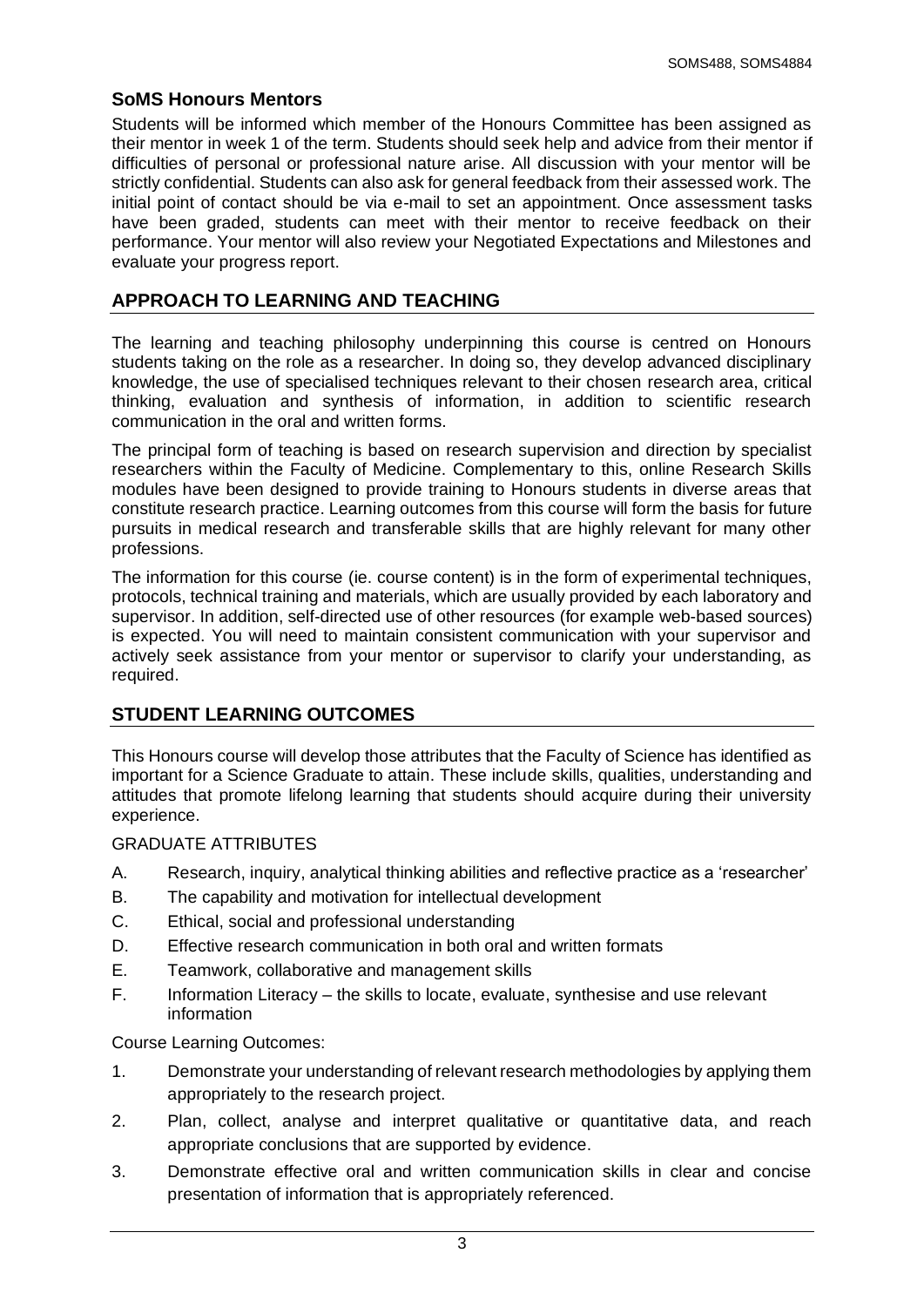### SoMS Honours Mentors

Students will be informed which member of the Honours Committee has been assigned as their mentor in week 1 of the term. Students should seek help and advice from their mentor if difficulties of personal or professional nature arise. All discussion with your mentor will be strictly confidential. Students can also ask for general feedback from their assessed work. The initial point of contact should be via e-mail to set an appointment. Once assessment tasks have been graded, students can meet with their mentor to receive feedback on their performance. Your mentor will also review your Negotiated Expectations and Milestones and evaluate your progress report.

## APPROACH TO LEARNING AND TEACHING

The learning and teaching philosophy underpinning this course is centred on Honours students taking on the role as a researcher. In doing so, they develop advanced disciplinary knowledge, the use of specialised techniques relevant to their chosen research area, critical thinking, evaluation and synthesis of information, in addition to scientific research communication in the oral and written forms.

The principal form of teaching is based on research supervision and direction by specialist researchers within the Faculty of Medicine. Complementary to this, online Research Skills modules have been designed to provide training to Honours students in diverse areas that constitute research practice. Learning outcomes from this course will form the basis for future pursuits in medical research and transferable skills that are highly relevant for many other professions.

The information for this course (ie. course content) is in the form of experimental techniques, protocols, technical training and materials, which are usually provided by each laboratory and supervisor. In addition, self-directed use of other resources (for example web-based sources) is expected. You will need to maintain consistent communication with your supervisor and actively seek assistance from your mentor or supervisor to clarify your understanding, as required.

## STUDENT LEARNING OUTCOMES

This Honours course will develop those attributes that the Faculty of Science has identified as important for a Science Graduate to attain. These include skills, qualities, understanding and attitudes that promote lifelong learning that students should acquire during their university experience.

GRADUATE ATTRIBUTES

A. Research, inquiry, analytical thinking abilities and reflective practice as a 'researcher'
B. The capability and motivation for intellectual development
C. Ethical, social and professional understanding
D. Effective research communication in both oral and written formats
E. Teamwork, collaborative and management skills
F. Information Literacy – the skills to locate, evaluate, synthesise and use relevant information

Course Learning Outcomes:

1. Demonstrate your understanding of relevant research methodologies by applying them appropriately to the research project.
2. Plan, collect, analyse and interpret qualitative or quantitative data, and reach appropriate conclusions that are supported by evidence.
3. Demonstrate effective oral and written communication skills in clear and concise presentation of information that is appropriately referenced.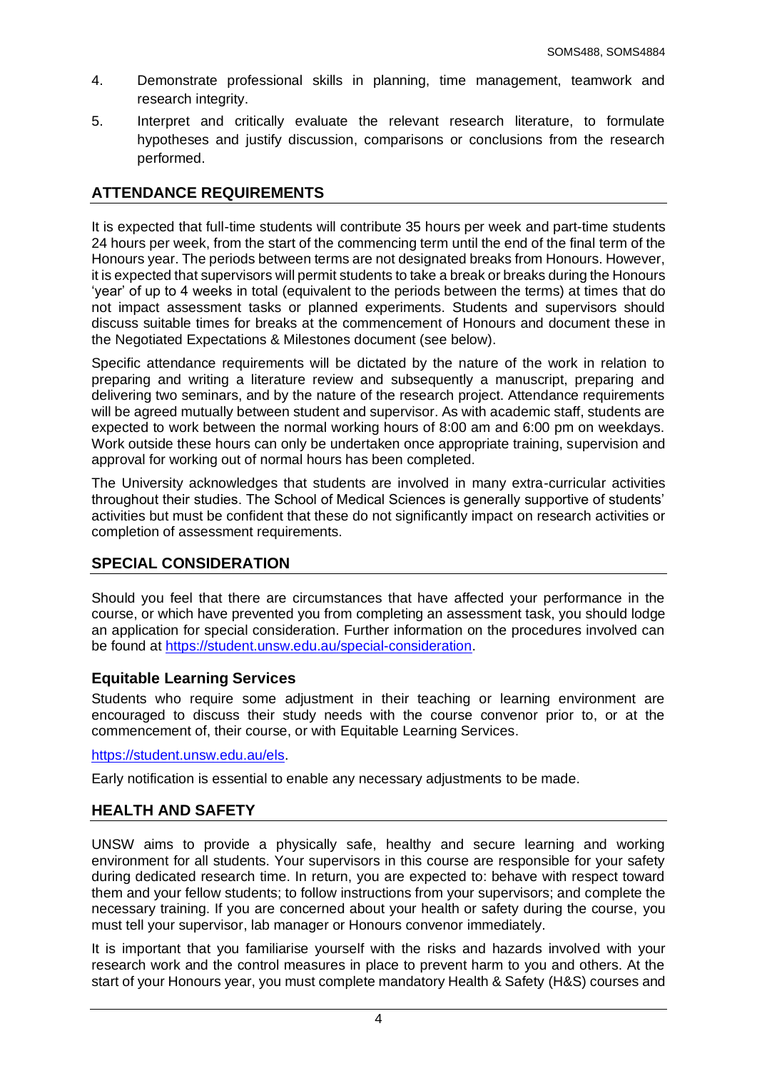4. Demonstrate professional skills in planning, time management, teamwork and research integrity.
5. Interpret and critically evaluate the relevant research literature, to formulate hypotheses and justify discussion, comparisons or conclusions from the research performed.

## ATTENDANCE REQUIREMENTS

It is expected that full-time students will contribute 35 hours per week and part-time students 24 hours per week, from the start of the commencing term until the end of the final term of the Honours year. The periods between terms are not designated breaks from Honours. However, it is expected that supervisors will permit students to take a break or breaks during the Honours 'year' of up to 4 weeks in total (equivalent to the periods between the terms) at times that do not impact assessment tasks or planned experiments. Students and supervisors should discuss suitable times for breaks at the commencement of Honours and document these in the Negotiated Expectations & Milestones document (see below).

Specific attendance requirements will be dictated by the nature of the work in relation to preparing and writing a literature review and subsequently a manuscript, preparing and delivering two seminars, and by the nature of the research project. Attendance requirements will be agreed mutually between student and supervisor. As with academic staff, students are expected to work between the normal working hours of 8:00 am and 6:00 pm on weekdays. Work outside these hours can only be undertaken once appropriate training, supervision and approval for working out of normal hours has been completed.

The University acknowledges that students are involved in many extra-curricular activities throughout their studies. The School of Medical Sciences is generally supportive of students' activities but must be confident that these do not significantly impact on research activities or completion of assessment requirements.

## SPECIAL CONSIDERATION

Should you feel that there are circumstances that have affected your performance in the course, or which have prevented you from completing an assessment task, you should lodge an application for special consideration. Further information on the procedures involved can be found at https://student.unsw.edu.au/special-consideration.

### Equitable Learning Services

Students who require some adjustment in their teaching or learning environment are encouraged to discuss their study needs with the course convenor prior to, or at the commencement of, their course, or with Equitable Learning Services.

https://student.unsw.edu.au/els.

Early notification is essential to enable any necessary adjustments to be made.

## HEALTH AND SAFETY

UNSW aims to provide a physically safe, healthy and secure learning and working environment for all students. Your supervisors in this course are responsible for your safety during dedicated research time. In return, you are expected to: behave with respect toward them and your fellow students; to follow instructions from your supervisors; and complete the necessary training. If you are concerned about your health or safety during the course, you must tell your supervisor, lab manager or Honours convenor immediately.

It is important that you familiarise yourself with the risks and hazards involved with your research work and the control measures in place to prevent harm to you and others. At the start of your Honours year, you must complete mandatory Health & Safety (H&S) courses and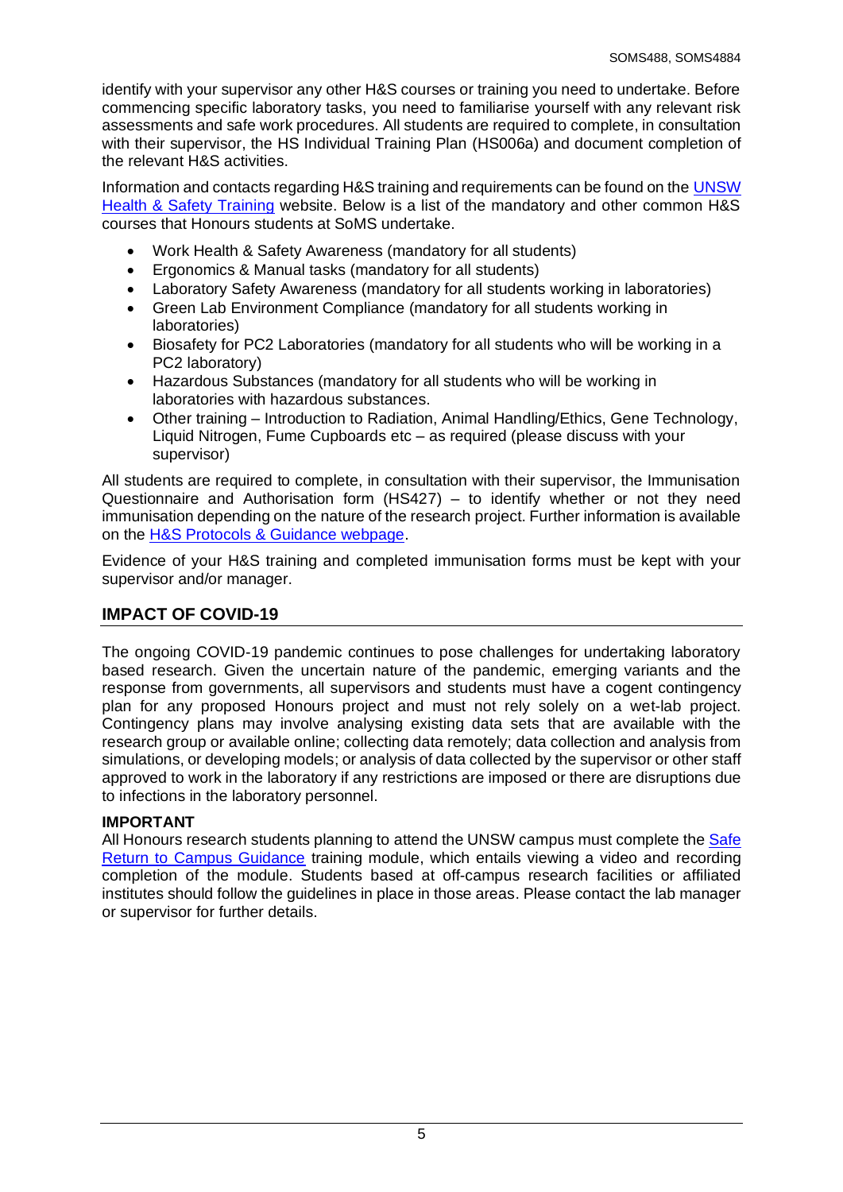identify with your supervisor any other H&S courses or training you need to undertake. Before commencing specific laboratory tasks, you need to familiarise yourself with any relevant risk assessments and safe work procedures. All students are required to complete, in consultation with their supervisor, the HS Individual Training Plan (HS006a) and document completion of the relevant H&S activities.

Information and contacts regarding H&S training and requirements can be found on the [UNSW Health & Safety Training]() website. Below is a list of the mandatory and other common H&S courses that Honours students at SoMS undertake.

- Work Health & Safety Awareness (mandatory for all students)
- Ergonomics & Manual tasks (mandatory for all students)
- Laboratory Safety Awareness (mandatory for all students working in laboratories)
- Green Lab Environment Compliance (mandatory for all students working in laboratories)
- Biosafety for PC2 Laboratories (mandatory for all students who will be working in a PC2 laboratory)
- Hazardous Substances (mandatory for all students who will be working in laboratories with hazardous substances.
- Other training – Introduction to Radiation, Animal Handling/Ethics, Gene Technology, Liquid Nitrogen, Fume Cupboards etc – as required (please discuss with your supervisor)

All students are required to complete, in consultation with their supervisor, the Immunisation Questionnaire and Authorisation form (HS427) – to identify whether or not they need immunisation depending on the nature of the research project. Further information is available on the [H&S Protocols & Guidance webpage]().

Evidence of your H&S training and completed immunisation forms must be kept with your supervisor and/or manager.

## IMPACT OF COVID-19

The ongoing COVID-19 pandemic continues to pose challenges for undertaking laboratory based research. Given the uncertain nature of the pandemic, emerging variants and the response from governments, all supervisors and students must have a cogent contingency plan for any proposed Honours project and must not rely solely on a wet-lab project. Contingency plans may involve analysing existing data sets that are available with the research group or available online; collecting data remotely; data collection and analysis from simulations, or developing models; or analysis of data collected by the supervisor or other staff approved to work in the laboratory if any restrictions are imposed or there are disruptions due to infections in the laboratory personnel.

**IMPORTANT**

All Honours research students planning to attend the UNSW campus must complete the [Safe Return to Campus Guidance]() training module, which entails viewing a video and recording completion of the module. Students based at off-campus research facilities or affiliated institutes should follow the guidelines in place in those areas. Please contact the lab manager or supervisor for further details.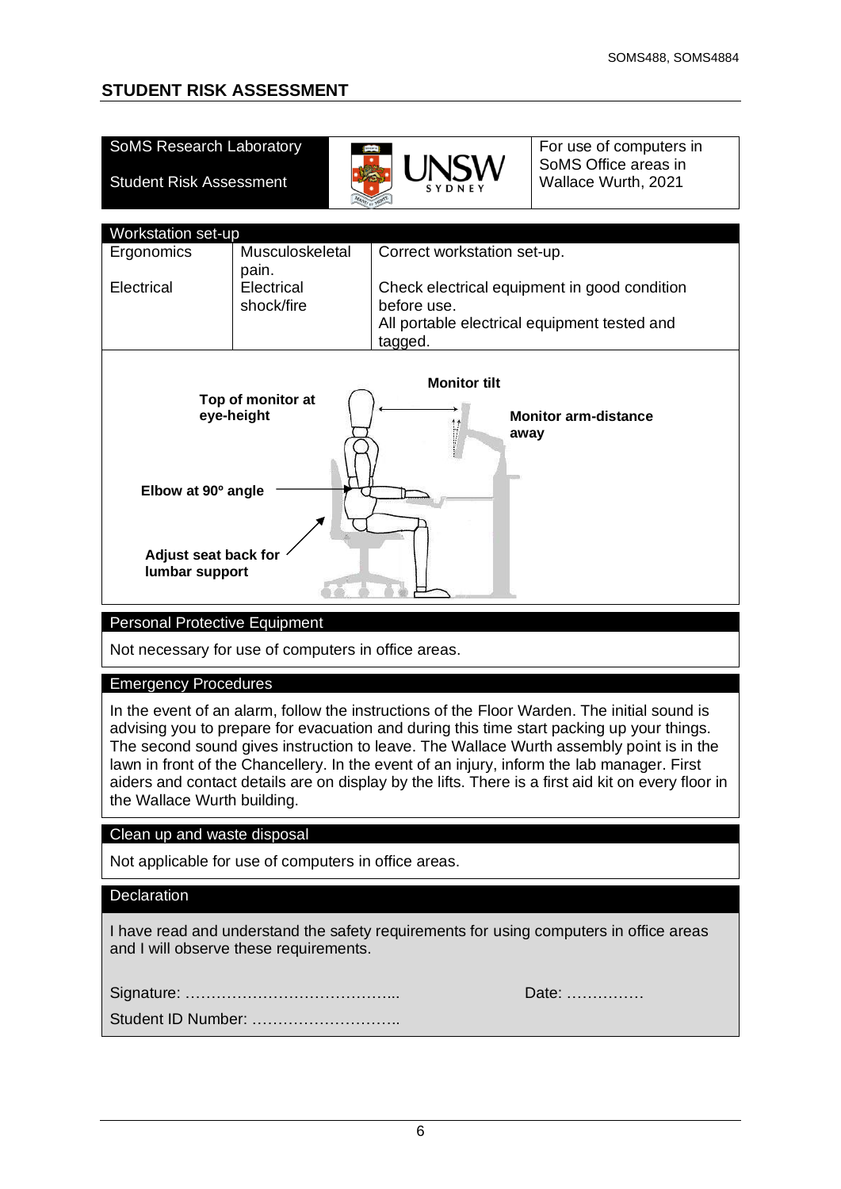## STUDENT RISK ASSESSMENT

| SoMS Research Laboratory<br><br>Student Risk Assessment | | For use of computers in SoMS Office areas in Wallace Wurth, 2021 |
|---|---|---|

| Workstation set-up | | |
|---|---|---|
| Ergonomics | Musculoskeletal pain. | Correct workstation set-up. |
| Electrical | Electrical shock/fire | Check electrical equipment in good condition before use.<br>All portable electrical equipment tested and tagged. |

**Top of monitor at eye-height**

**Monitor tilt**

**Monitor arm-distance away**

**Elbow at 90º angle**

**Adjust seat back for lumbar support**

### Personal Protective Equipment

Not necessary for use of computers in office areas.

### Emergency Procedures

In the event of an alarm, follow the instructions of the Floor Warden. The initial sound is advising you to prepare for evacuation and during this time start packing up your things. The second sound gives instruction to leave. The Wallace Wurth assembly point is in the lawn in front of the Chancellery. In the event of an injury, inform the lab manager. First aiders and contact details are on display by the lifts. There is a first aid kit on every floor in the Wallace Wurth building.

### Clean up and waste disposal

Not applicable for use of computers in office areas.

### Declaration

I have read and understand the safety requirements for using computers in office areas and I will observe these requirements.

Signature: …………………………………... Date: ……………

Student ID Number: ………………………..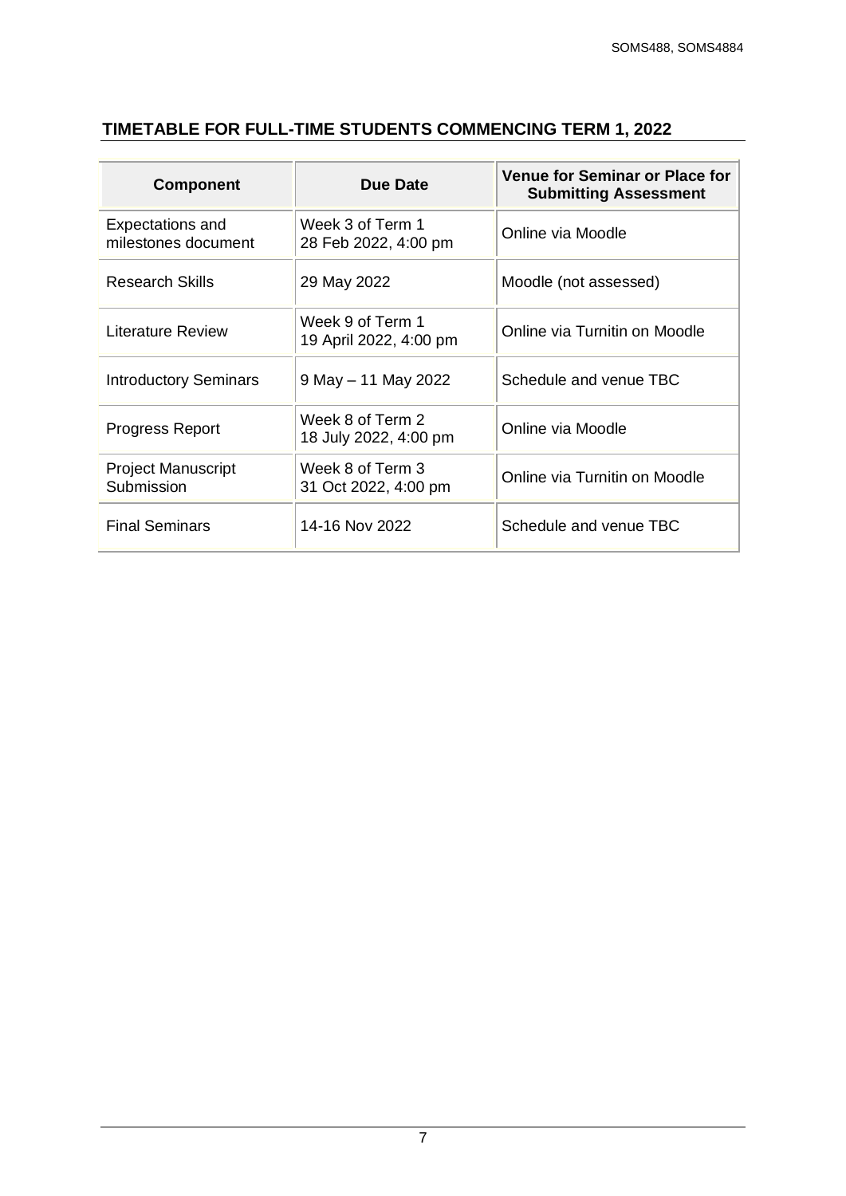## TIMETABLE FOR FULL-TIME STUDENTS COMMENCING TERM 1, 2022

| Component | Due Date | Venue for Seminar or Place for Submitting Assessment |
|---|---|---|
| Expectations and milestones document | Week 3 of Term 1<br>28 Feb 2022, 4:00 pm | Online via Moodle |
| Research Skills | 29 May 2022 | Moodle (not assessed) |
| Literature Review | Week 9 of Term 1<br>19 April 2022, 4:00 pm | Online via Turnitin on Moodle |
| Introductory Seminars | 9 May – 11 May 2022 | Schedule and venue TBC |
| Progress Report | Week 8 of Term 2<br>18 July 2022, 4:00 pm | Online via Moodle |
| Project Manuscript Submission | Week 8 of Term 3<br>31 Oct 2022, 4:00 pm | Online via Turnitin on Moodle |
| Final Seminars | 14-16 Nov 2022 | Schedule and venue TBC |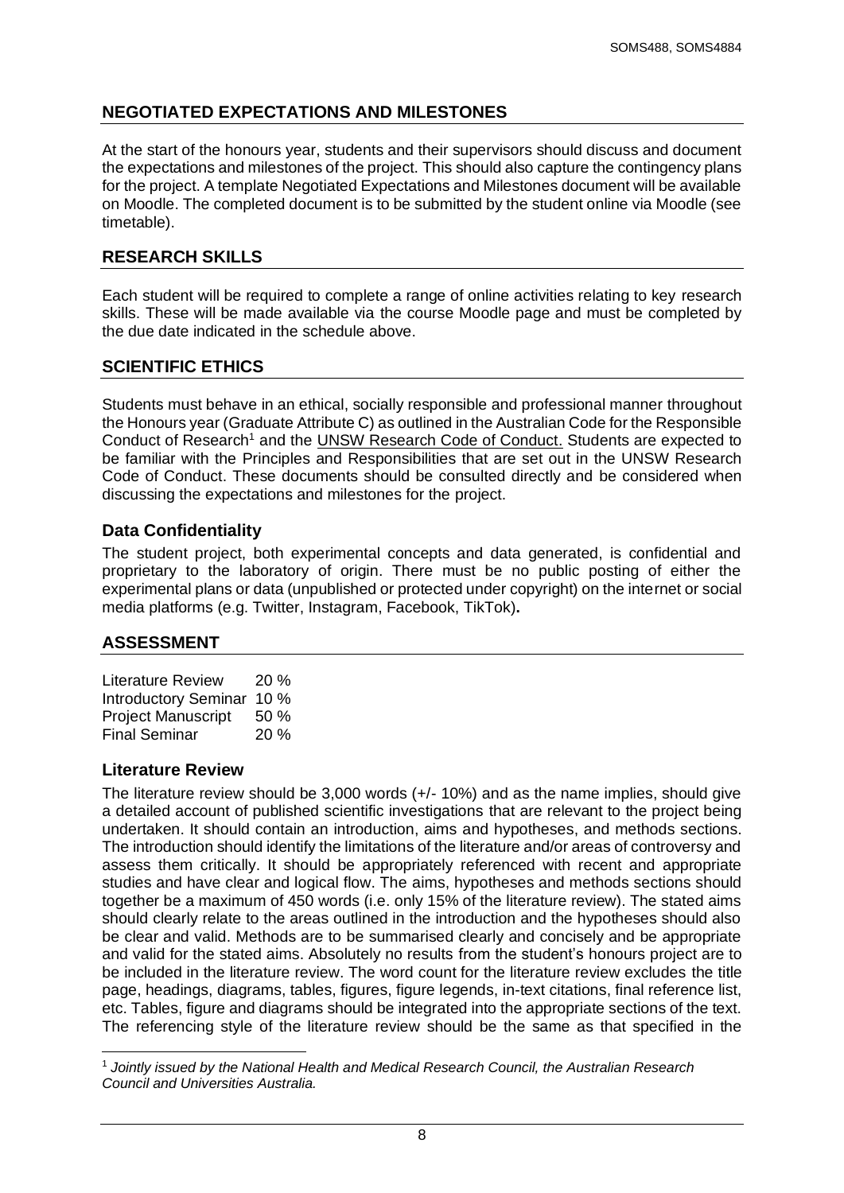## NEGOTIATED EXPECTATIONS AND MILESTONES

At the start of the honours year, students and their supervisors should discuss and document the expectations and milestones of the project. This should also capture the contingency plans for the project. A template Negotiated Expectations and Milestones document will be available on Moodle. The completed document is to be submitted by the student online via Moodle (see timetable).

## RESEARCH SKILLS

Each student will be required to complete a range of online activities relating to key research skills. These will be made available via the course Moodle page and must be completed by the due date indicated in the schedule above.

## SCIENTIFIC ETHICS

Students must behave in an ethical, socially responsible and professional manner throughout the Honours year (Graduate Attribute C) as outlined in the Australian Code for the Responsible Conduct of Research[1] and the UNSW Research Code of Conduct. Students are expected to be familiar with the Principles and Responsibilities that are set out in the UNSW Research Code of Conduct. These documents should be consulted directly and be considered when discussing the expectations and milestones for the project.

### Data Confidentiality

The student project, both experimental concepts and data generated, is confidential and proprietary to the laboratory of origin. There must be no public posting of either the experimental plans or data (unpublished or protected under copyright) on the internet or social media platforms (e.g. Twitter, Instagram, Facebook, TikTok).

## ASSESSMENT

| | |
|---|---|
| Literature Review | 20 % |
| Introductory Seminar | 10 % |
| Project Manuscript | 50 % |
| Final Seminar | 20 % |

### Literature Review

The literature review should be 3,000 words (+/- 10%) and as the name implies, should give a detailed account of published scientific investigations that are relevant to the project being undertaken. It should contain an introduction, aims and hypotheses, and methods sections. The introduction should identify the limitations of the literature and/or areas of controversy and assess them critically. It should be appropriately referenced with recent and appropriate studies and have clear and logical flow. The aims, hypotheses and methods sections should together be a maximum of 450 words (i.e. only 15% of the literature review). The stated aims should clearly relate to the areas outlined in the introduction and the hypotheses should also be clear and valid. Methods are to be summarised clearly and concisely and be appropriate and valid for the stated aims. Absolutely no results from the student's honours project are to be included in the literature review. The word count for the literature review excludes the title page, headings, diagrams, tables, figures, figure legends, in-text citations, final reference list, etc. Tables, figure and diagrams should be integrated into the appropriate sections of the text. The referencing style of the literature review should be the same as that specified in the

[1] *Jointly issued by the National Health and Medical Research Council, the Australian Research Council and Universities Australia.*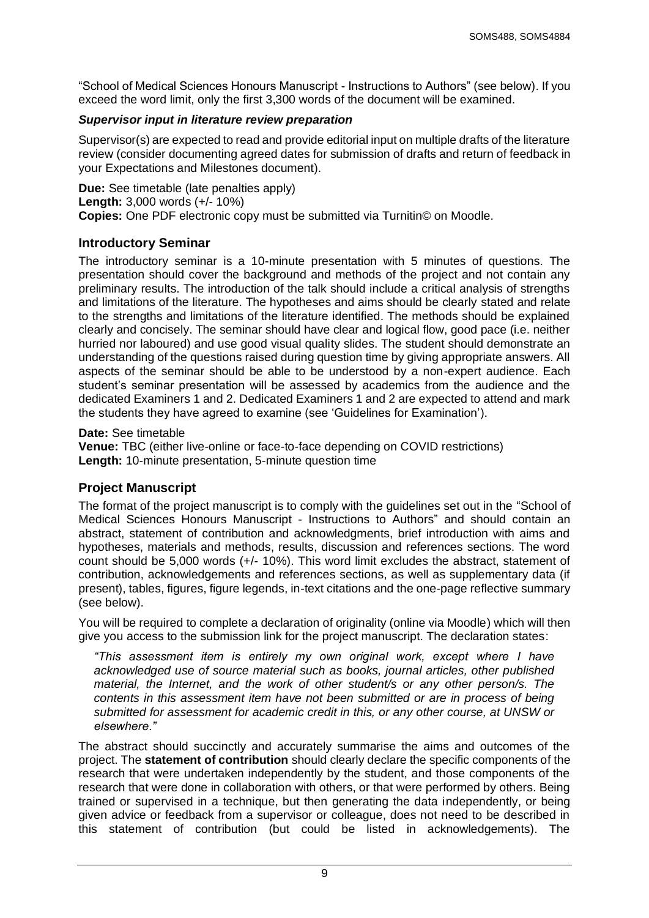"School of Medical Sciences Honours Manuscript - Instructions to Authors" (see below). If you exceed the word limit, only the first 3,300 words of the document will be examined.

#### *Supervisor input in literature review preparation*

Supervisor(s) are expected to read and provide editorial input on multiple drafts of the literature review (consider documenting agreed dates for submission of drafts and return of feedback in your Expectations and Milestones document).

**Due:** See timetable (late penalties apply)
**Length:** 3,000 words (+/- 10%)
**Copies:** One PDF electronic copy must be submitted via Turnitin© on Moodle.

### Introductory Seminar

The introductory seminar is a 10-minute presentation with 5 minutes of questions. The presentation should cover the background and methods of the project and not contain any preliminary results. The introduction of the talk should include a critical analysis of strengths and limitations of the literature. The hypotheses and aims should be clearly stated and relate to the strengths and limitations of the literature identified. The methods should be explained clearly and concisely. The seminar should have clear and logical flow, good pace (i.e. neither hurried nor laboured) and use good visual quality slides. The student should demonstrate an understanding of the questions raised during question time by giving appropriate answers. All aspects of the seminar should be able to be understood by a non-expert audience. Each student's seminar presentation will be assessed by academics from the audience and the dedicated Examiners 1 and 2. Dedicated Examiners 1 and 2 are expected to attend and mark the students they have agreed to examine (see 'Guidelines for Examination').

**Date:** See timetable
**Venue:** TBC (either live-online or face-to-face depending on COVID restrictions)
**Length:** 10-minute presentation, 5-minute question time

### Project Manuscript

The format of the project manuscript is to comply with the guidelines set out in the "School of Medical Sciences Honours Manuscript - Instructions to Authors" and should contain an abstract, statement of contribution and acknowledgments, brief introduction with aims and hypotheses, materials and methods, results, discussion and references sections. The word count should be 5,000 words (+/- 10%). This word limit excludes the abstract, statement of contribution, acknowledgements and references sections, as well as supplementary data (if present), tables, figures, figure legends, in-text citations and the one-page reflective summary (see below).

You will be required to complete a declaration of originality (online via Moodle) which will then give you access to the submission link for the project manuscript. The declaration states:

> *"This assessment item is entirely my own original work, except where I have acknowledged use of source material such as books, journal articles, other published material, the Internet, and the work of other student/s or any other person/s. The contents in this assessment item have not been submitted or are in process of being submitted for assessment for academic credit in this, or any other course, at UNSW or elsewhere."*

The abstract should succinctly and accurately summarise the aims and outcomes of the project. The **statement of contribution** should clearly declare the specific components of the research that were undertaken independently by the student, and those components of the research that were done in collaboration with others, or that were performed by others. Being trained or supervised in a technique, but then generating the data independently, or being given advice or feedback from a supervisor or colleague, does not need to be described in this statement of contribution (but could be listed in acknowledgements). The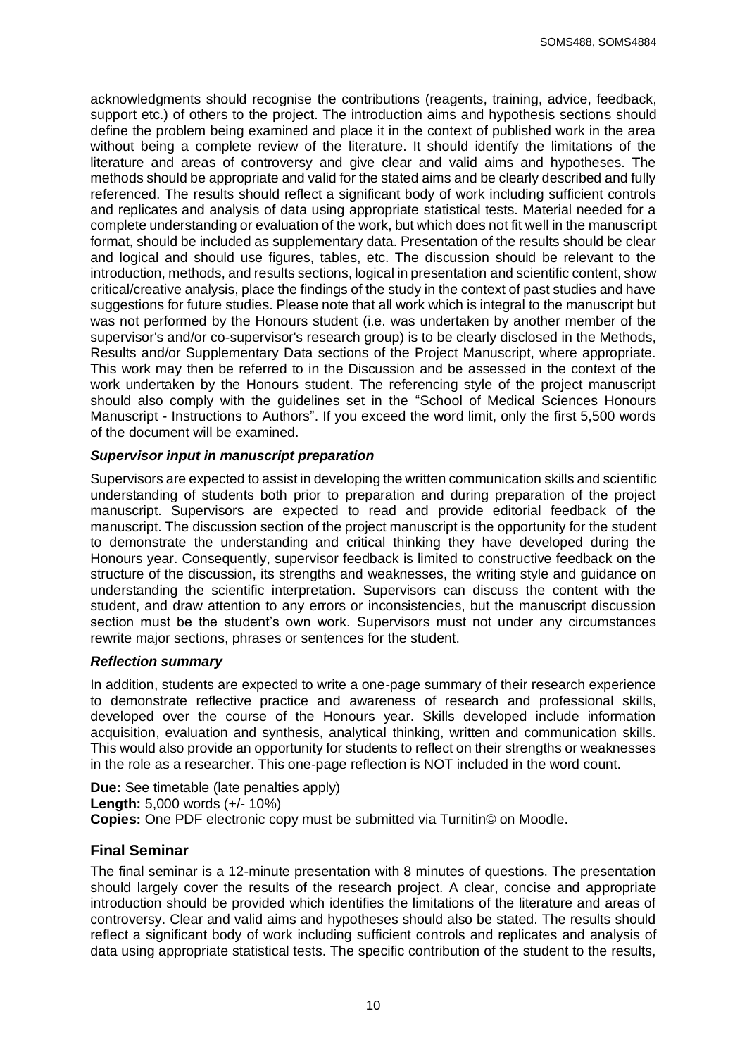acknowledgments should recognise the contributions (reagents, training, advice, feedback, support etc.) of others to the project. The introduction aims and hypothesis sections should define the problem being examined and place it in the context of published work in the area without being a complete review of the literature. It should identify the limitations of the literature and areas of controversy and give clear and valid aims and hypotheses. The methods should be appropriate and valid for the stated aims and be clearly described and fully referenced. The results should reflect a significant body of work including sufficient controls and replicates and analysis of data using appropriate statistical tests. Material needed for a complete understanding or evaluation of the work, but which does not fit well in the manuscript format, should be included as supplementary data. Presentation of the results should be clear and logical and should use figures, tables, etc. The discussion should be relevant to the introduction, methods, and results sections, logical in presentation and scientific content, show critical/creative analysis, place the findings of the study in the context of past studies and have suggestions for future studies. Please note that all work which is integral to the manuscript but was not performed by the Honours student (i.e. was undertaken by another member of the supervisor's and/or co-supervisor's research group) is to be clearly disclosed in the Methods, Results and/or Supplementary Data sections of the Project Manuscript, where appropriate. This work may then be referred to in the Discussion and be assessed in the context of the work undertaken by the Honours student. The referencing style of the project manuscript should also comply with the guidelines set in the "School of Medical Sciences Honours Manuscript - Instructions to Authors". If you exceed the word limit, only the first 5,500 words of the document will be examined.

#### *Supervisor input in manuscript preparation*

Supervisors are expected to assist in developing the written communication skills and scientific understanding of students both prior to preparation and during preparation of the project manuscript. Supervisors are expected to read and provide editorial feedback of the manuscript. The discussion section of the project manuscript is the opportunity for the student to demonstrate the understanding and critical thinking they have developed during the Honours year. Consequently, supervisor feedback is limited to constructive feedback on the structure of the discussion, its strengths and weaknesses, the writing style and guidance on understanding the scientific interpretation. Supervisors can discuss the content with the student, and draw attention to any errors or inconsistencies, but the manuscript discussion section must be the student's own work. Supervisors must not under any circumstances rewrite major sections, phrases or sentences for the student.

#### *Reflection summary*

In addition, students are expected to write a one-page summary of their research experience to demonstrate reflective practice and awareness of research and professional skills, developed over the course of the Honours year. Skills developed include information acquisition, evaluation and synthesis, analytical thinking, written and communication skills. This would also provide an opportunity for students to reflect on their strengths or weaknesses in the role as a researcher. This one-page reflection is NOT included in the word count.

**Due:** See timetable (late penalties apply)
**Length:** 5,000 words (+/- 10%)
**Copies:** One PDF electronic copy must be submitted via Turnitin© on Moodle.

### Final Seminar

The final seminar is a 12-minute presentation with 8 minutes of questions. The presentation should largely cover the results of the research project. A clear, concise and appropriate introduction should be provided which identifies the limitations of the literature and areas of controversy. Clear and valid aims and hypotheses should also be stated. The results should reflect a significant body of work including sufficient controls and replicates and analysis of data using appropriate statistical tests. The specific contribution of the student to the results,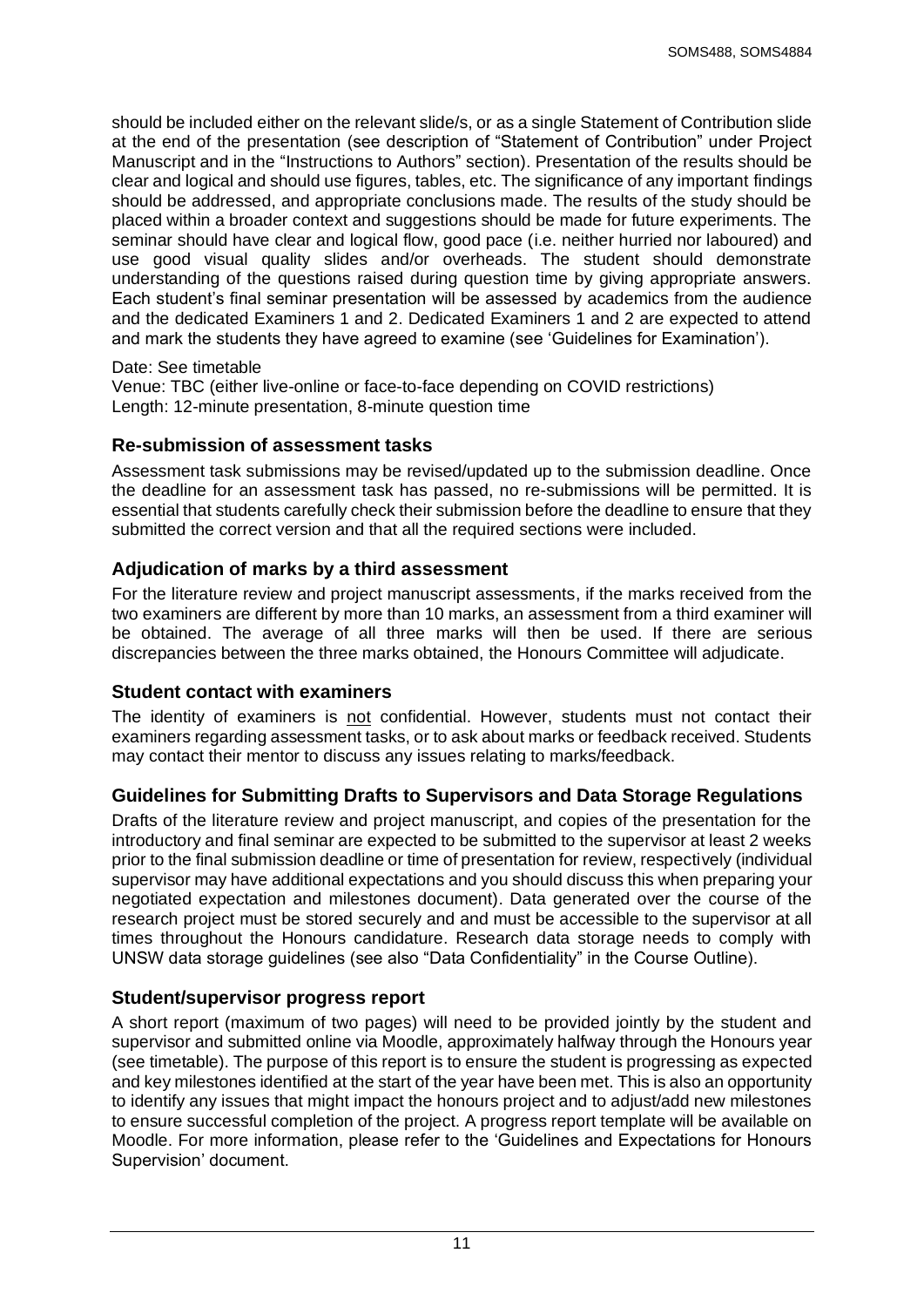should be included either on the relevant slide/s, or as a single Statement of Contribution slide at the end of the presentation (see description of "Statement of Contribution" under Project Manuscript and in the "Instructions to Authors" section). Presentation of the results should be clear and logical and should use figures, tables, etc. The significance of any important findings should be addressed, and appropriate conclusions made. The results of the study should be placed within a broader context and suggestions should be made for future experiments. The seminar should have clear and logical flow, good pace (i.e. neither hurried nor laboured) and use good visual quality slides and/or overheads. The student should demonstrate understanding of the questions raised during question time by giving appropriate answers. Each student's final seminar presentation will be assessed by academics from the audience and the dedicated Examiners 1 and 2. Dedicated Examiners 1 and 2 are expected to attend and mark the students they have agreed to examine (see 'Guidelines for Examination').

Date: See timetable
Venue: TBC (either live-online or face-to-face depending on COVID restrictions)
Length: 12-minute presentation, 8-minute question time

### Re-submission of assessment tasks

Assessment task submissions may be revised/updated up to the submission deadline. Once the deadline for an assessment task has passed, no re-submissions will be permitted. It is essential that students carefully check their submission before the deadline to ensure that they submitted the correct version and that all the required sections were included.

### Adjudication of marks by a third assessment

For the literature review and project manuscript assessments, if the marks received from the two examiners are different by more than 10 marks, an assessment from a third examiner will be obtained. The average of all three marks will then be used. If there are serious discrepancies between the three marks obtained, the Honours Committee will adjudicate.

### Student contact with examiners

The identity of examiners is not confidential. However, students must not contact their examiners regarding assessment tasks, or to ask about marks or feedback received. Students may contact their mentor to discuss any issues relating to marks/feedback.

### Guidelines for Submitting Drafts to Supervisors and Data Storage Regulations

Drafts of the literature review and project manuscript, and copies of the presentation for the introductory and final seminar are expected to be submitted to the supervisor at least 2 weeks prior to the final submission deadline or time of presentation for review, respectively (individual supervisor may have additional expectations and you should discuss this when preparing your negotiated expectation and milestones document). Data generated over the course of the research project must be stored securely and and must be accessible to the supervisor at all times throughout the Honours candidature. Research data storage needs to comply with UNSW data storage guidelines (see also "Data Confidentiality" in the Course Outline).

### Student/supervisor progress report

A short report (maximum of two pages) will need to be provided jointly by the student and supervisor and submitted online via Moodle, approximately halfway through the Honours year (see timetable). The purpose of this report is to ensure the student is progressing as expected and key milestones identified at the start of the year have been met. This is also an opportunity to identify any issues that might impact the honours project and to adjust/add new milestones to ensure successful completion of the project. A progress report template will be available on Moodle. For more information, please refer to the 'Guidelines and Expectations for Honours Supervision' document.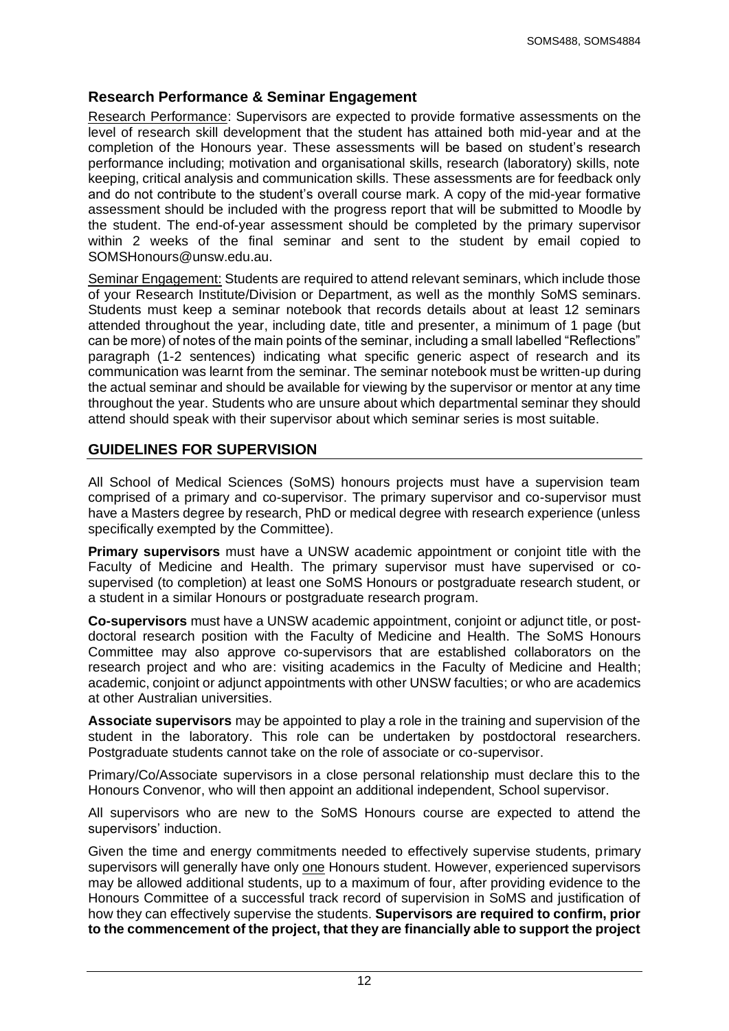## Research Performance & Seminar Engagement

Research Performance: Supervisors are expected to provide formative assessments on the level of research skill development that the student has attained both mid-year and at the completion of the Honours year. These assessments will be based on student's research performance including; motivation and organisational skills, research (laboratory) skills, note keeping, critical analysis and communication skills. These assessments are for feedback only and do not contribute to the student's overall course mark. A copy of the mid-year formative assessment should be included with the progress report that will be submitted to Moodle by the student. The end-of-year assessment should be completed by the primary supervisor within 2 weeks of the final seminar and sent to the student by email copied to SOMSHonours@unsw.edu.au.

Seminar Engagement: Students are required to attend relevant seminars, which include those of your Research Institute/Division or Department, as well as the monthly SoMS seminars. Students must keep a seminar notebook that records details about at least 12 seminars attended throughout the year, including date, title and presenter, a minimum of 1 page (but can be more) of notes of the main points of the seminar, including a small labelled "Reflections" paragraph (1-2 sentences) indicating what specific generic aspect of research and its communication was learnt from the seminar. The seminar notebook must be written-up during the actual seminar and should be available for viewing by the supervisor or mentor at any time throughout the year. Students who are unsure about which departmental seminar they should attend should speak with their supervisor about which seminar series is most suitable.

## GUIDELINES FOR SUPERVISION

All School of Medical Sciences (SoMS) honours projects must have a supervision team comprised of a primary and co-supervisor. The primary supervisor and co-supervisor must have a Masters degree by research, PhD or medical degree with research experience (unless specifically exempted by the Committee).

**Primary supervisors** must have a UNSW academic appointment or conjoint title with the Faculty of Medicine and Health. The primary supervisor must have supervised or co-supervised (to completion) at least one SoMS Honours or postgraduate research student, or a student in a similar Honours or postgraduate research program.

**Co-supervisors** must have a UNSW academic appointment, conjoint or adjunct title, or post-doctoral research position with the Faculty of Medicine and Health. The SoMS Honours Committee may also approve co-supervisors that are established collaborators on the research project and who are: visiting academics in the Faculty of Medicine and Health; academic, conjoint or adjunct appointments with other UNSW faculties; or who are academics at other Australian universities.

**Associate supervisors** may be appointed to play a role in the training and supervision of the student in the laboratory. This role can be undertaken by postdoctoral researchers. Postgraduate students cannot take on the role of associate or co-supervisor.

Primary/Co/Associate supervisors in a close personal relationship must declare this to the Honours Convenor, who will then appoint an additional independent, School supervisor.

All supervisors who are new to the SoMS Honours course are expected to attend the supervisors' induction.

Given the time and energy commitments needed to effectively supervise students, primary supervisors will generally have only <u>one</u> Honours student. However, experienced supervisors may be allowed additional students, up to a maximum of four, after providing evidence to the Honours Committee of a successful track record of supervision in SoMS and justification of how they can effectively supervise the students. **Supervisors are required to confirm, prior to the commencement of the project, that they are financially able to support the project**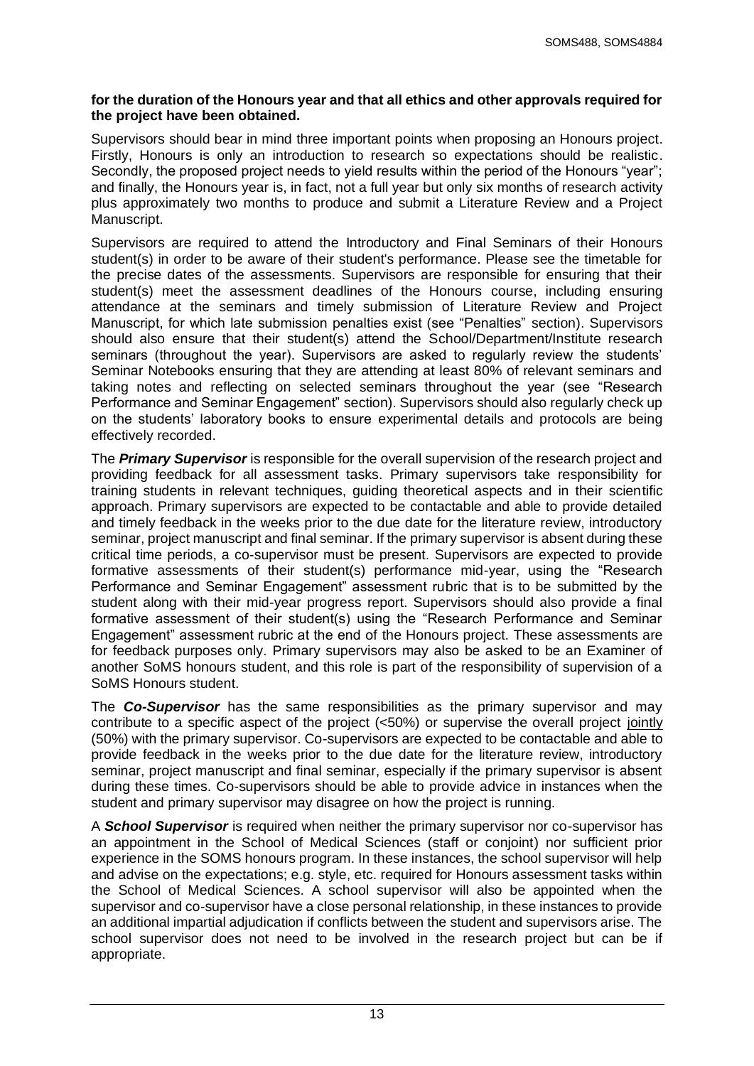**for the duration of the Honours year and that all ethics and other approvals required for the project have been obtained.**

Supervisors should bear in mind three important points when proposing an Honours project. Firstly, Honours is only an introduction to research so expectations should be realistic. Secondly, the proposed project needs to yield results within the period of the Honours "year"; and finally, the Honours year is, in fact, not a full year but only six months of research activity plus approximately two months to produce and submit a Literature Review and a Project Manuscript.

Supervisors are required to attend the Introductory and Final Seminars of their Honours student(s) in order to be aware of their student's performance. Please see the timetable for the precise dates of the assessments. Supervisors are responsible for ensuring that their student(s) meet the assessment deadlines of the Honours course, including ensuring attendance at the seminars and timely submission of Literature Review and Project Manuscript, for which late submission penalties exist (see "Penalties" section). Supervisors should also ensure that their student(s) attend the School/Department/Institute research seminars (throughout the year). Supervisors are asked to regularly review the students' Seminar Notebooks ensuring that they are attending at least 80% of relevant seminars and taking notes and reflecting on selected seminars throughout the year (see "Research Performance and Seminar Engagement" section). Supervisors should also regularly check up on the students' laboratory books to ensure experimental details and protocols are being effectively recorded.

The ***Primary Supervisor*** is responsible for the overall supervision of the research project and providing feedback for all assessment tasks. Primary supervisors take responsibility for training students in relevant techniques, guiding theoretical aspects and in their scientific approach. Primary supervisors are expected to be contactable and able to provide detailed and timely feedback in the weeks prior to the due date for the literature review, introductory seminar, project manuscript and final seminar. If the primary supervisor is absent during these critical time periods, a co-supervisor must be present. Supervisors are expected to provide formative assessments of their student(s) performance mid-year, using the "Research Performance and Seminar Engagement" assessment rubric that is to be submitted by the student along with their mid-year progress report. Supervisors should also provide a final formative assessment of their student(s) using the "Research Performance and Seminar Engagement" assessment rubric at the end of the Honours project. These assessments are for feedback purposes only. Primary supervisors may also be asked to be an Examiner of another SoMS honours student, and this role is part of the responsibility of supervision of a SoMS Honours student.

The ***Co-Supervisor*** has the same responsibilities as the primary supervisor and may contribute to a specific aspect of the project (<50%) or supervise the overall project jointly (50%) with the primary supervisor. Co-supervisors are expected to be contactable and able to provide feedback in the weeks prior to the due date for the literature review, introductory seminar, project manuscript and final seminar, especially if the primary supervisor is absent during these times. Co-supervisors should be able to provide advice in instances when the student and primary supervisor may disagree on how the project is running.

A ***School Supervisor*** is required when neither the primary supervisor nor co-supervisor has an appointment in the School of Medical Sciences (staff or conjoint) nor sufficient prior experience in the SOMS honours program. In these instances, the school supervisor will help and advise on the expectations; e.g. style, etc. required for Honours assessment tasks within the School of Medical Sciences. A school supervisor will also be appointed when the supervisor and co-supervisor have a close personal relationship, in these instances to provide an additional impartial adjudication if conflicts between the student and supervisors arise. The school supervisor does not need to be involved in the research project but can be if appropriate.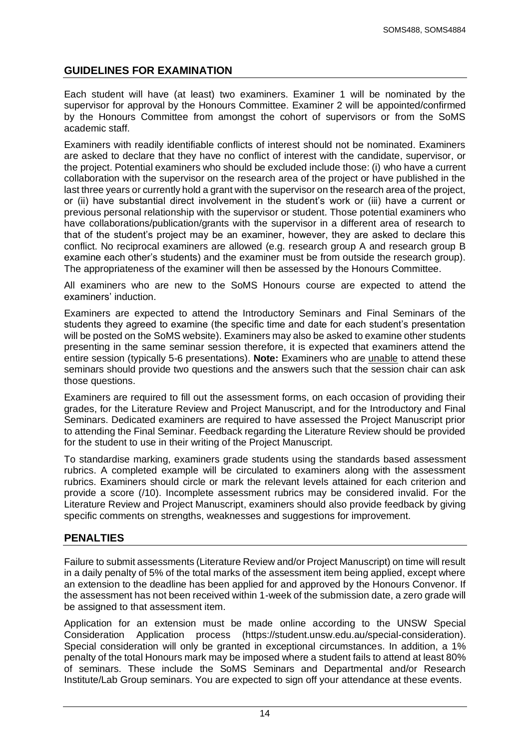## GUIDELINES FOR EXAMINATION

Each student will have (at least) two examiners. Examiner 1 will be nominated by the supervisor for approval by the Honours Committee. Examiner 2 will be appointed/confirmed by the Honours Committee from amongst the cohort of supervisors or from the SoMS academic staff.

Examiners with readily identifiable conflicts of interest should not be nominated. Examiners are asked to declare that they have no conflict of interest with the candidate, supervisor, or the project. Potential examiners who should be excluded include those: (i) who have a current collaboration with the supervisor on the research area of the project or have published in the last three years or currently hold a grant with the supervisor on the research area of the project, or (ii) have substantial direct involvement in the student's work or (iii) have a current or previous personal relationship with the supervisor or student. Those potential examiners who have collaborations/publication/grants with the supervisor in a different area of research to that of the student's project may be an examiner, however, they are asked to declare this conflict. No reciprocal examiners are allowed (e.g. research group A and research group B examine each other's students) and the examiner must be from outside the research group). The appropriateness of the examiner will then be assessed by the Honours Committee.

All examiners who are new to the SoMS Honours course are expected to attend the examiners' induction.

Examiners are expected to attend the Introductory Seminars and Final Seminars of the students they agreed to examine (the specific time and date for each student's presentation will be posted on the SoMS website). Examiners may also be asked to examine other students presenting in the same seminar session therefore, it is expected that examiners attend the entire session (typically 5-6 presentations). **Note:** Examiners who are unable to attend these seminars should provide two questions and the answers such that the session chair can ask those questions.

Examiners are required to fill out the assessment forms, on each occasion of providing their grades, for the Literature Review and Project Manuscript, and for the Introductory and Final Seminars. Dedicated examiners are required to have assessed the Project Manuscript prior to attending the Final Seminar. Feedback regarding the Literature Review should be provided for the student to use in their writing of the Project Manuscript.

To standardise marking, examiners grade students using the standards based assessment rubrics. A completed example will be circulated to examiners along with the assessment rubrics. Examiners should circle or mark the relevant levels attained for each criterion and provide a score (/10). Incomplete assessment rubrics may be considered invalid. For the Literature Review and Project Manuscript, examiners should also provide feedback by giving specific comments on strengths, weaknesses and suggestions for improvement.

## PENALTIES

Failure to submit assessments (Literature Review and/or Project Manuscript) on time will result in a daily penalty of 5% of the total marks of the assessment item being applied, except where an extension to the deadline has been applied for and approved by the Honours Convenor. If the assessment has not been received within 1-week of the submission date, a zero grade will be assigned to that assessment item.

Application for an extension must be made online according to the UNSW Special Consideration Application process (https://student.unsw.edu.au/special-consideration). Special consideration will only be granted in exceptional circumstances. In addition, a 1% penalty of the total Honours mark may be imposed where a student fails to attend at least 80% of seminars. These include the SoMS Seminars and Departmental and/or Research Institute/Lab Group seminars. You are expected to sign off your attendance at these events.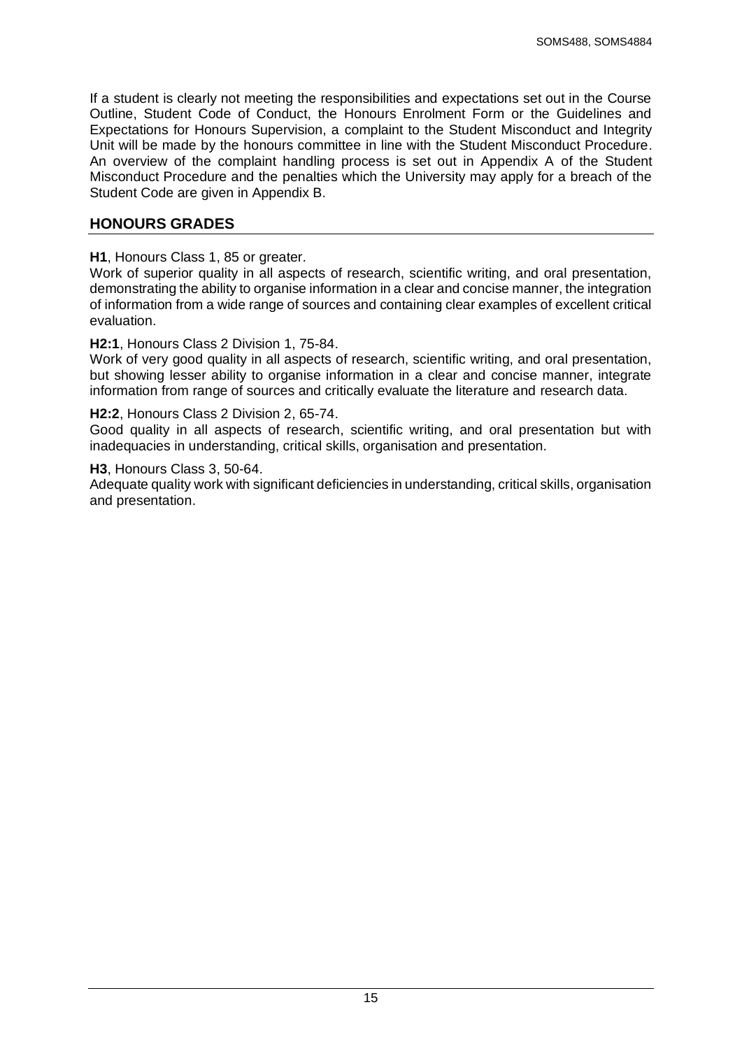If a student is clearly not meeting the responsibilities and expectations set out in the Course Outline, Student Code of Conduct, the Honours Enrolment Form or the Guidelines and Expectations for Honours Supervision, a complaint to the Student Misconduct and Integrity Unit will be made by the honours committee in line with the Student Misconduct Procedure. An overview of the complaint handling process is set out in Appendix A of the Student Misconduct Procedure and the penalties which the University may apply for a breach of the Student Code are given in Appendix B.

## HONOURS GRADES

**H1**, Honours Class 1, 85 or greater.
Work of superior quality in all aspects of research, scientific writing, and oral presentation, demonstrating the ability to organise information in a clear and concise manner, the integration of information from a wide range of sources and containing clear examples of excellent critical evaluation.

**H2:1**, Honours Class 2 Division 1, 75-84.
Work of very good quality in all aspects of research, scientific writing, and oral presentation, but showing lesser ability to organise information in a clear and concise manner, integrate information from range of sources and critically evaluate the literature and research data.

**H2:2**, Honours Class 2 Division 2, 65-74.
Good quality in all aspects of research, scientific writing, and oral presentation but with inadequacies in understanding, critical skills, organisation and presentation.

**H3**, Honours Class 3, 50-64.
Adequate quality work with significant deficiencies in understanding, critical skills, organisation and presentation.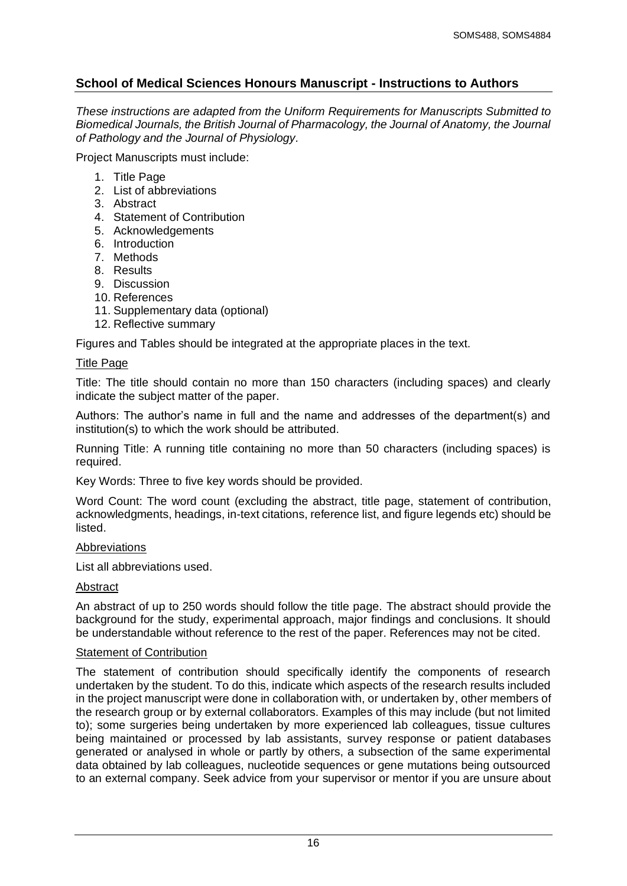## School of Medical Sciences Honours Manuscript - Instructions to Authors

*These instructions are adapted from the Uniform Requirements for Manuscripts Submitted to Biomedical Journals, the British Journal of Pharmacology, the Journal of Anatomy, the Journal of Pathology and the Journal of Physiology.*

Project Manuscripts must include:

1. Title Page
2. List of abbreviations
3. Abstract
4. Statement of Contribution
5. Acknowledgements
6. Introduction
7. Methods
8. Results
9. Discussion
10. References
11. Supplementary data (optional)
12. Reflective summary

Figures and Tables should be integrated at the appropriate places in the text.

### Title Page

Title: The title should contain no more than 150 characters (including spaces) and clearly indicate the subject matter of the paper.

Authors: The author's name in full and the name and addresses of the department(s) and institution(s) to which the work should be attributed.

Running Title: A running title containing no more than 50 characters (including spaces) is required.

Key Words: Three to five key words should be provided.

Word Count: The word count (excluding the abstract, title page, statement of contribution, acknowledgments, headings, in-text citations, reference list, and figure legends etc) should be listed.

### Abbreviations

List all abbreviations used.

### Abstract

An abstract of up to 250 words should follow the title page. The abstract should provide the background for the study, experimental approach, major findings and conclusions. It should be understandable without reference to the rest of the paper. References may not be cited.

### Statement of Contribution

The statement of contribution should specifically identify the components of research undertaken by the student. To do this, indicate which aspects of the research results included in the project manuscript were done in collaboration with, or undertaken by, other members of the research group or by external collaborators. Examples of this may include (but not limited to); some surgeries being undertaken by more experienced lab colleagues, tissue cultures being maintained or processed by lab assistants, survey response or patient databases generated or analysed in whole or partly by others, a subsection of the same experimental data obtained by lab colleagues, nucleotide sequences or gene mutations being outsourced to an external company. Seek advice from your supervisor or mentor if you are unsure about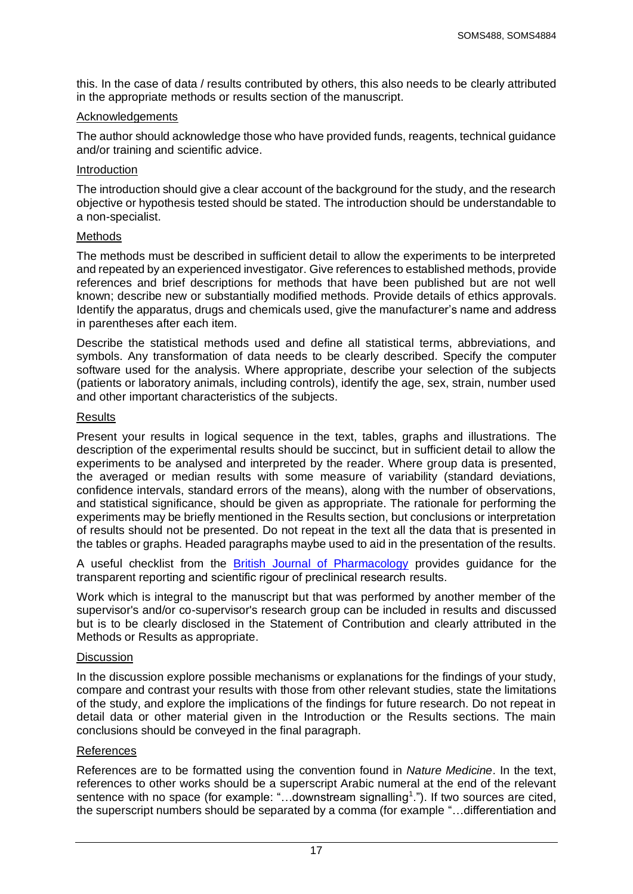this. In the case of data / results contributed by others, this also needs to be clearly attributed in the appropriate methods or results section of the manuscript.

### Acknowledgements

The author should acknowledge those who have provided funds, reagents, technical guidance and/or training and scientific advice.

### Introduction

The introduction should give a clear account of the background for the study, and the research objective or hypothesis tested should be stated. The introduction should be understandable to a non-specialist.

### Methods

The methods must be described in sufficient detail to allow the experiments to be interpreted and repeated by an experienced investigator. Give references to established methods, provide references and brief descriptions for methods that have been published but are not well known; describe new or substantially modified methods. Provide details of ethics approvals. Identify the apparatus, drugs and chemicals used, give the manufacturer's name and address in parentheses after each item.

Describe the statistical methods used and define all statistical terms, abbreviations, and symbols. Any transformation of data needs to be clearly described. Specify the computer software used for the analysis. Where appropriate, describe your selection of the subjects (patients or laboratory animals, including controls), identify the age, sex, strain, number used and other important characteristics of the subjects.

### Results

Present your results in logical sequence in the text, tables, graphs and illustrations. The description of the experimental results should be succinct, but in sufficient detail to allow the experiments to be analysed and interpreted by the reader. Where group data is presented, the averaged or median results with some measure of variability (standard deviations, confidence intervals, standard errors of the means), along with the number of observations, and statistical significance, should be given as appropriate. The rationale for performing the experiments may be briefly mentioned in the Results section, but conclusions or interpretation of results should not be presented. Do not repeat in the text all the data that is presented in the tables or graphs. Headed paragraphs maybe used to aid in the presentation of the results.

A useful checklist from the [British Journal of Pharmacology] provides guidance for the transparent reporting and scientific rigour of preclinical research results.

Work which is integral to the manuscript but that was performed by another member of the supervisor's and/or co-supervisor's research group can be included in results and discussed but is to be clearly disclosed in the Statement of Contribution and clearly attributed in the Methods or Results as appropriate.

### Discussion

In the discussion explore possible mechanisms or explanations for the findings of your study, compare and contrast your results with those from other relevant studies, state the limitations of the study, and explore the implications of the findings for future research. Do not repeat in detail data or other material given in the Introduction or the Results sections. The main conclusions should be conveyed in the final paragraph.

### References

References are to be formatted using the convention found in *Nature Medicine*. In the text, references to other works should be a superscript Arabic numeral at the end of the relevant sentence with no space (for example: "…downstream signalling[1]."). If two sources are cited, the superscript numbers should be separated by a comma (for example "…differentiation and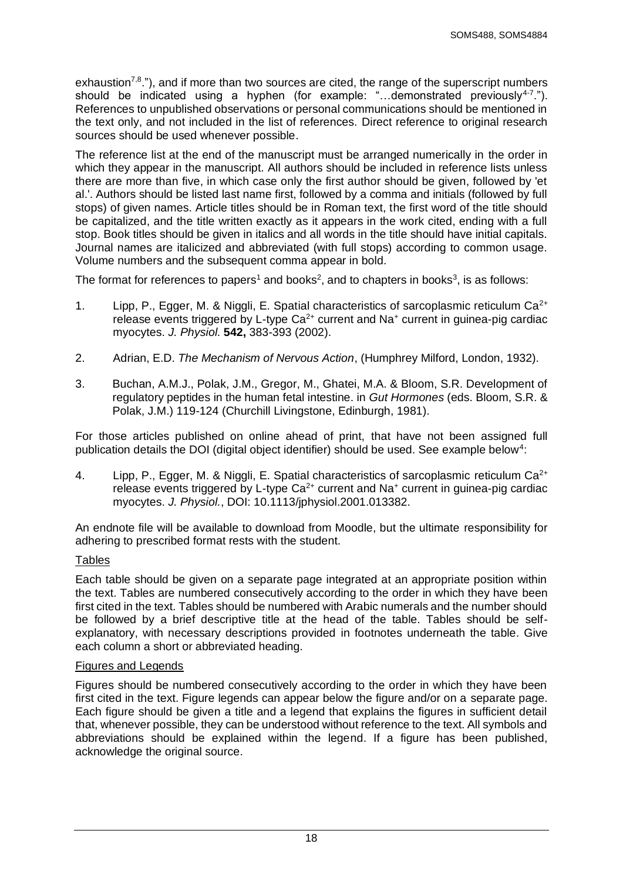exhaustion[7,8]."), and if more than two sources are cited, the range of the superscript numbers should be indicated using a hyphen (for example: "…demonstrated previously[4-7]."). References to unpublished observations or personal communications should be mentioned in the text only, and not included in the list of references. Direct reference to original research sources should be used whenever possible.

The reference list at the end of the manuscript must be arranged numerically in the order in which they appear in the manuscript. All authors should be included in reference lists unless there are more than five, in which case only the first author should be given, followed by 'et al.'. Authors should be listed last name first, followed by a comma and initials (followed by full stops) of given names. Article titles should be in Roman text, the first word of the title should be capitalized, and the title written exactly as it appears in the work cited, ending with a full stop. Book titles should be given in italics and all words in the title should have initial capitals. Journal names are italicized and abbreviated (with full stops) according to common usage. Volume numbers and the subsequent comma appear in bold.

The format for references to papers[1] and books[2], and to chapters in books[3], is as follows:

1. Lipp, P., Egger, M. & Niggli, E. Spatial characteristics of sarcoplasmic reticulum $Ca^{2+}$ release events triggered by L-type $Ca^{2+}$ current and $Na^{+}$ current in guinea-pig cardiac myocytes. *J. Physiol.* **542,** 383-393 (2002).

2. Adrian, E.D. *The Mechanism of Nervous Action*, (Humphrey Milford, London, 1932).

3. Buchan, A.M.J., Polak, J.M., Gregor, M., Ghatei, M.A. & Bloom, S.R. Development of regulatory peptides in the human fetal intestine. in *Gut Hormones* (eds. Bloom, S.R. & Polak, J.M.) 119-124 (Churchill Livingstone, Edinburgh, 1981).

For those articles published on online ahead of print, that have not been assigned full publication details the DOI (digital object identifier) should be used. See example below[4]:

4. Lipp, P., Egger, M. & Niggli, E. Spatial characteristics of sarcoplasmic reticulum $Ca^{2+}$ release events triggered by L-type $Ca^{2+}$ current and $Na^{+}$ current in guinea-pig cardiac myocytes. *J. Physiol.*, DOI: 10.1113/jphysiol.2001.013382.

An endnote file will be available to download from Moodle, but the ultimate responsibility for adhering to prescribed format rests with the student.

### Tables

Each table should be given on a separate page integrated at an appropriate position within the text. Tables are numbered consecutively according to the order in which they have been first cited in the text. Tables should be numbered with Arabic numerals and the number should be followed by a brief descriptive title at the head of the table. Tables should be self-explanatory, with necessary descriptions provided in footnotes underneath the table. Give each column a short or abbreviated heading.

### Figures and Legends

Figures should be numbered consecutively according to the order in which they have been first cited in the text. Figure legends can appear below the figure and/or on a separate page. Each figure should be given a title and a legend that explains the figures in sufficient detail that, whenever possible, they can be understood without reference to the text. All symbols and abbreviations should be explained within the legend. If a figure has been published, acknowledge the original source.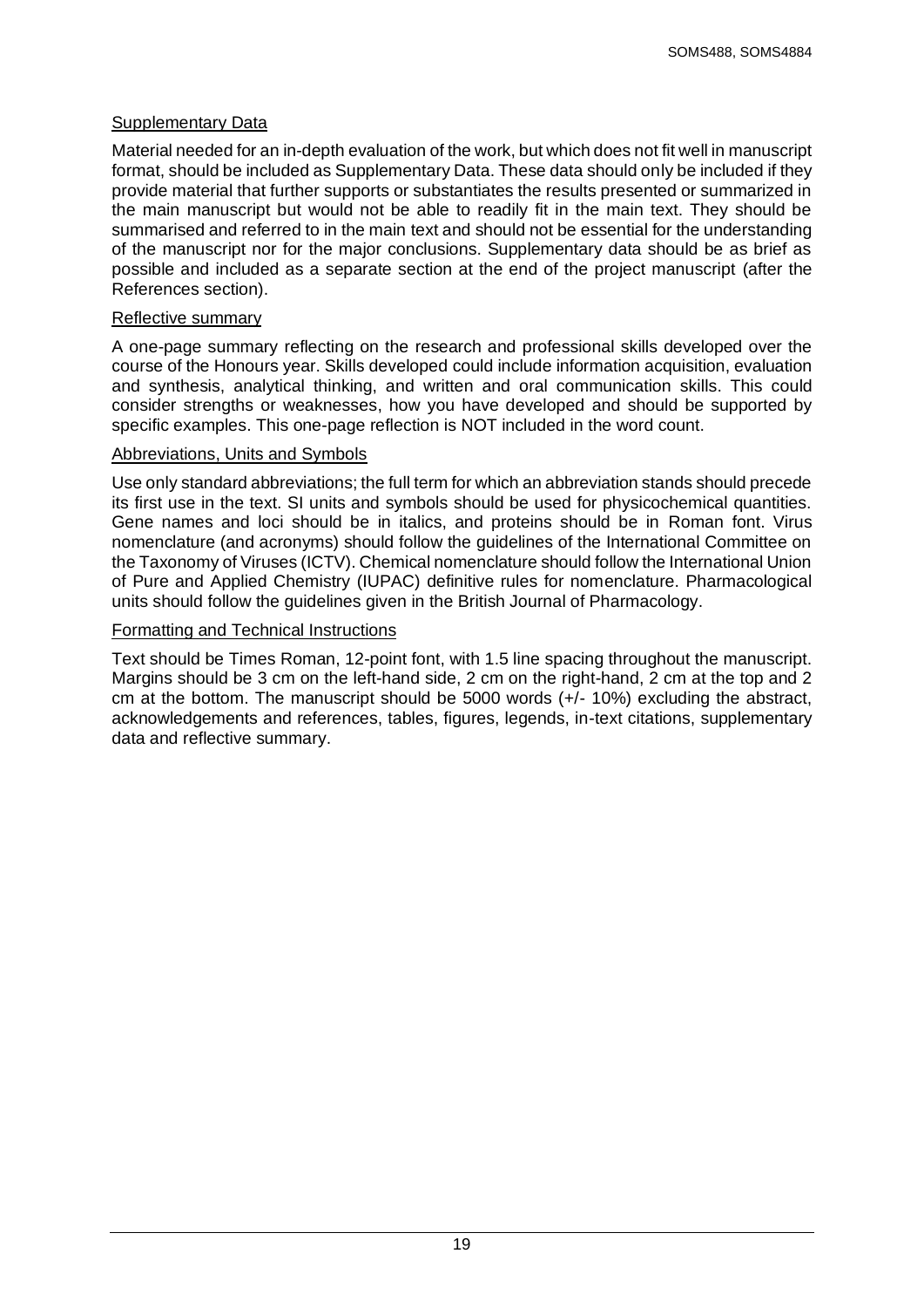### Supplementary Data

Material needed for an in-depth evaluation of the work, but which does not fit well in manuscript format, should be included as Supplementary Data. These data should only be included if they provide material that further supports or substantiates the results presented or summarized in the main manuscript but would not be able to readily fit in the main text. They should be summarised and referred to in the main text and should not be essential for the understanding of the manuscript nor for the major conclusions. Supplementary data should be as brief as possible and included as a separate section at the end of the project manuscript (after the References section).

### Reflective summary

A one-page summary reflecting on the research and professional skills developed over the course of the Honours year. Skills developed could include information acquisition, evaluation and synthesis, analytical thinking, and written and oral communication skills. This could consider strengths or weaknesses, how you have developed and should be supported by specific examples. This one-page reflection is NOT included in the word count.

### Abbreviations, Units and Symbols

Use only standard abbreviations; the full term for which an abbreviation stands should precede its first use in the text. SI units and symbols should be used for physicochemical quantities. Gene names and loci should be in italics, and proteins should be in Roman font. Virus nomenclature (and acronyms) should follow the guidelines of the International Committee on the Taxonomy of Viruses (ICTV). Chemical nomenclature should follow the International Union of Pure and Applied Chemistry (IUPAC) definitive rules for nomenclature. Pharmacological units should follow the guidelines given in the British Journal of Pharmacology.

### Formatting and Technical Instructions

Text should be Times Roman, 12-point font, with 1.5 line spacing throughout the manuscript. Margins should be 3 cm on the left-hand side, 2 cm on the right-hand, 2 cm at the top and 2 cm at the bottom. The manuscript should be 5000 words (+/- 10%) excluding the abstract, acknowledgements and references, tables, figures, legends, in-text citations, supplementary data and reflective summary.